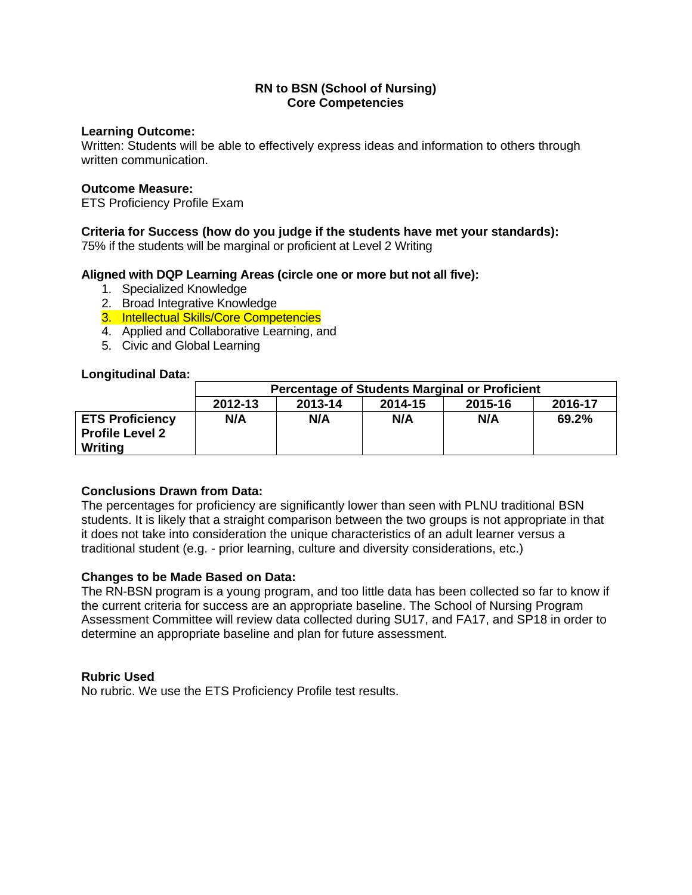# RN to BSN (School of Nursing)
## Core Competencies

**Learning Outcome:**
Written: Students will be able to effectively express ideas and information to others through written communication.

**Outcome Measure:**
ETS Proficiency Profile Exam

**Criteria for Success (how do you judge if the students have met your standards):**
75% if the students will be marginal or proficient at Level 2 Writing

**Aligned with DQP Learning Areas (circle one or more but not all five):**

1. Specialized Knowledge
2. Broad Integrative Knowledge
3. Intellectual Skills/Core Competencies
4. Applied and Collaborative Learning, and
5. Civic and Global Learning

**Longitudinal Data:**

| | Percentage of Students Marginal or Proficient | | | | |
|---|---|---|---|---|---|
| | **2012-13** | **2013-14** | **2014-15** | **2015-16** | **2016-17** |
| **ETS Proficiency Profile Level 2 Writing** | **N/A** | **N/A** | **N/A** | **N/A** | **69.2%** |

**Conclusions Drawn from Data:**
The percentages for proficiency are significantly lower than seen with PLNU traditional BSN students. It is likely that a straight comparison between the two groups is not appropriate in that it does not take into consideration the unique characteristics of an adult learner versus a traditional student (e.g. - prior learning, culture and diversity considerations, etc.)

**Changes to be Made Based on Data:**
The RN-BSN program is a young program, and too little data has been collected so far to know if the current criteria for success are an appropriate baseline. The School of Nursing Program Assessment Committee will review data collected during SU17, and FA17, and SP18 in order to determine an appropriate baseline and plan for future assessment.

**Rubric Used**
No rubric. We use the ETS Proficiency Profile test results.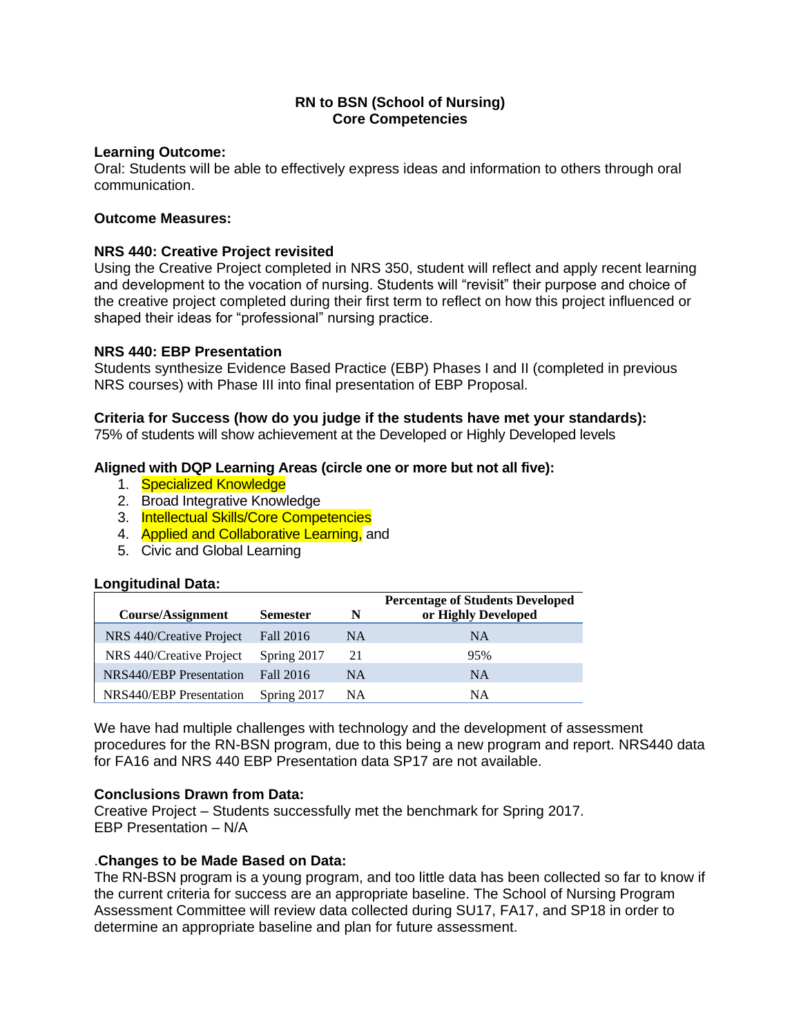**RN to BSN (School of Nursing)**
**Core Competencies**

**Learning Outcome:**
Oral: Students will be able to effectively express ideas and information to others through oral communication.

**Outcome Measures:**

**NRS 440: Creative Project revisited**
Using the Creative Project completed in NRS 350, student will reflect and apply recent learning and development to the vocation of nursing. Students will "revisit" their purpose and choice of the creative project completed during their first term to reflect on how this project influenced or shaped their ideas for "professional" nursing practice.

**NRS 440: EBP Presentation**
Students synthesize Evidence Based Practice (EBP) Phases I and II (completed in previous NRS courses) with Phase III into final presentation of EBP Proposal.

**Criteria for Success (how do you judge if the students have met your standards):**
75% of students will show achievement at the Developed or Highly Developed levels

**Aligned with DQP Learning Areas (circle one or more but not all five):**

1. Specialized Knowledge
2. Broad Integrative Knowledge
3. Intellectual Skills/Core Competencies
4. Applied and Collaborative Learning, and
5. Civic and Global Learning

**Longitudinal Data:**

| Course/Assignment | Semester | N | Percentage of Students Developed or Highly Developed |
|---|---|---|---|
| NRS 440/Creative Project | Fall 2016 | NA | NA |
| NRS 440/Creative Project | Spring 2017 | 21 | 95% |
| NRS440/EBP Presentation | Fall 2016 | NA | NA |
| NRS440/EBP Presentation | Spring 2017 | NA | NA |

We have had multiple challenges with technology and the development of assessment procedures for the RN-BSN program, due to this being a new program and report. NRS440 data for FA16 and NRS 440 EBP Presentation data SP17 are not available.

**Conclusions Drawn from Data:**
Creative Project – Students successfully met the benchmark for Spring 2017.
EBP Presentation – N/A

.**Changes to be Made Based on Data:**
The RN-BSN program is a young program, and too little data has been collected so far to know if the current criteria for success are an appropriate baseline. The School of Nursing Program Assessment Committee will review data collected during SU17, FA17, and SP18 in order to determine an appropriate baseline and plan for future assessment.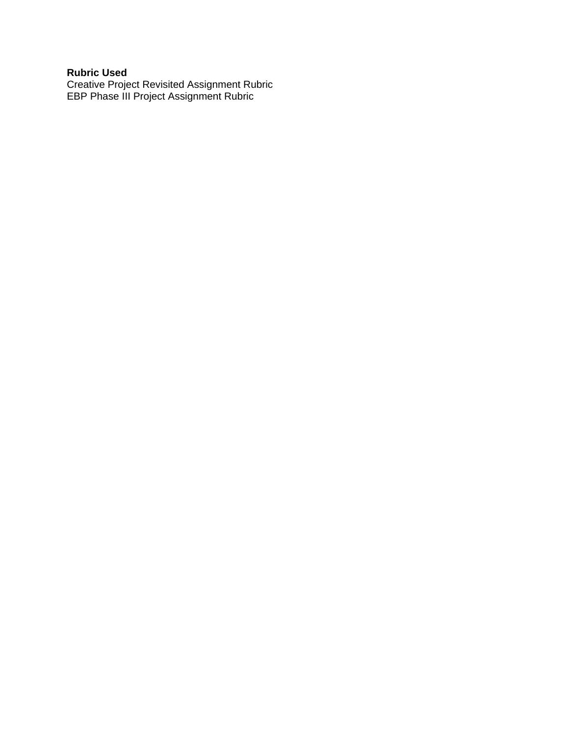**Rubric Used**
Creative Project Revisited Assignment Rubric
EBP Phase III Project Assignment Rubric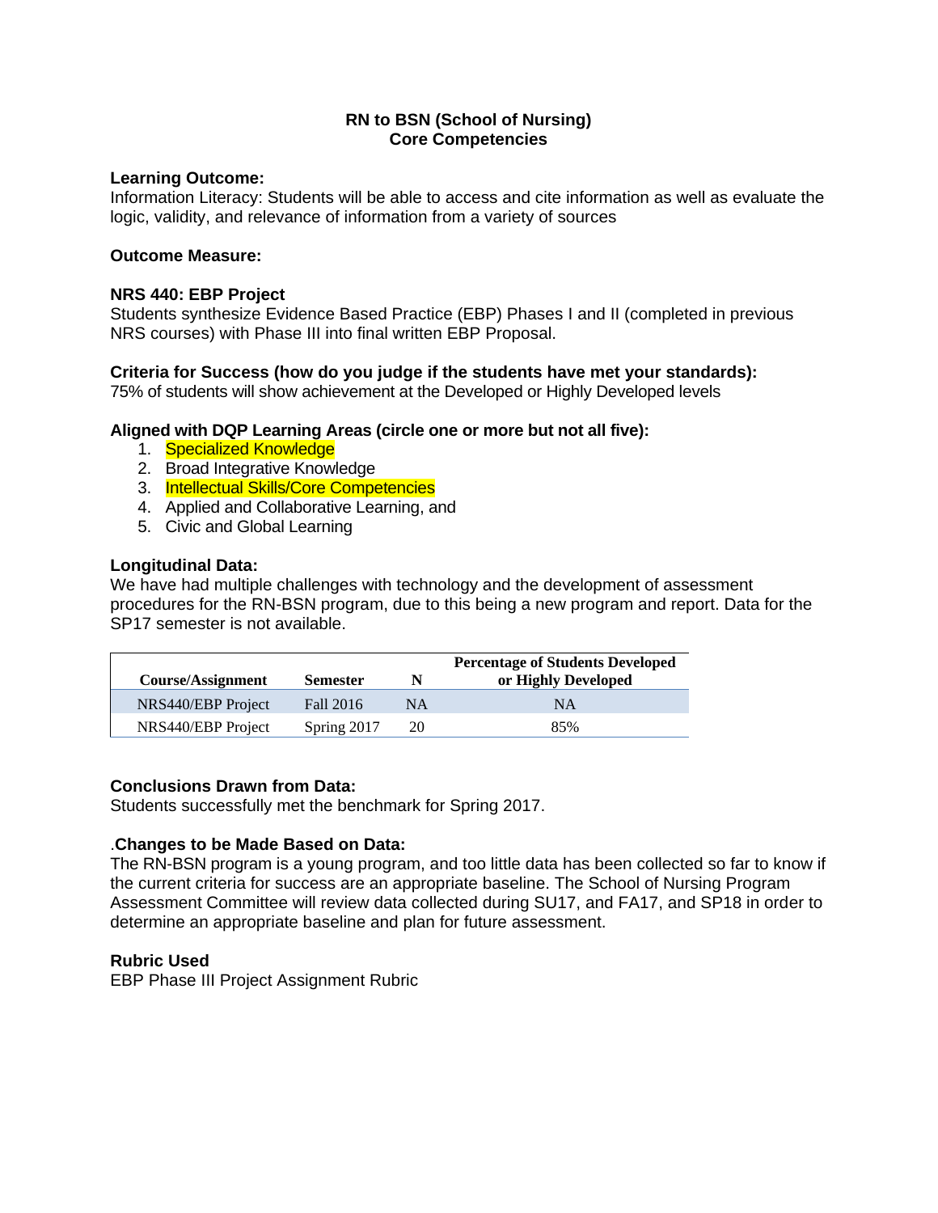**RN to BSN (School of Nursing)**
**Core Competencies**

**Learning Outcome:**
Information Literacy: Students will be able to access and cite information as well as evaluate the logic, validity, and relevance of information from a variety of sources

**Outcome Measure:**

**NRS 440: EBP Project**
Students synthesize Evidence Based Practice (EBP) Phases I and II (completed in previous NRS courses) with Phase III into final written EBP Proposal.

**Criteria for Success (how do you judge if the students have met your standards):**
75% of students will show achievement at the Developed or Highly Developed levels

**Aligned with DQP Learning Areas (circle one or more but not all five):**

1. Specialized Knowledge
2. Broad Integrative Knowledge
3. Intellectual Skills/Core Competencies
4. Applied and Collaborative Learning, and
5. Civic and Global Learning

**Longitudinal Data:**
We have had multiple challenges with technology and the development of assessment procedures for the RN-BSN program, due to this being a new program and report. Data for the SP17 semester is not available.

| Course/Assignment | Semester | N | Percentage of Students Developed or Highly Developed |
|---|---|---|---|
| NRS440/EBP Project | Fall 2016 | NA | NA |
| NRS440/EBP Project | Spring 2017 | 20 | 85% |

**Conclusions Drawn from Data:**
Students successfully met the benchmark for Spring 2017.

.**Changes to be Made Based on Data:**
The RN-BSN program is a young program, and too little data has been collected so far to know if the current criteria for success are an appropriate baseline. The School of Nursing Program Assessment Committee will review data collected during SU17, and FA17, and SP18 in order to determine an appropriate baseline and plan for future assessment.

**Rubric Used**
EBP Phase III Project Assignment Rubric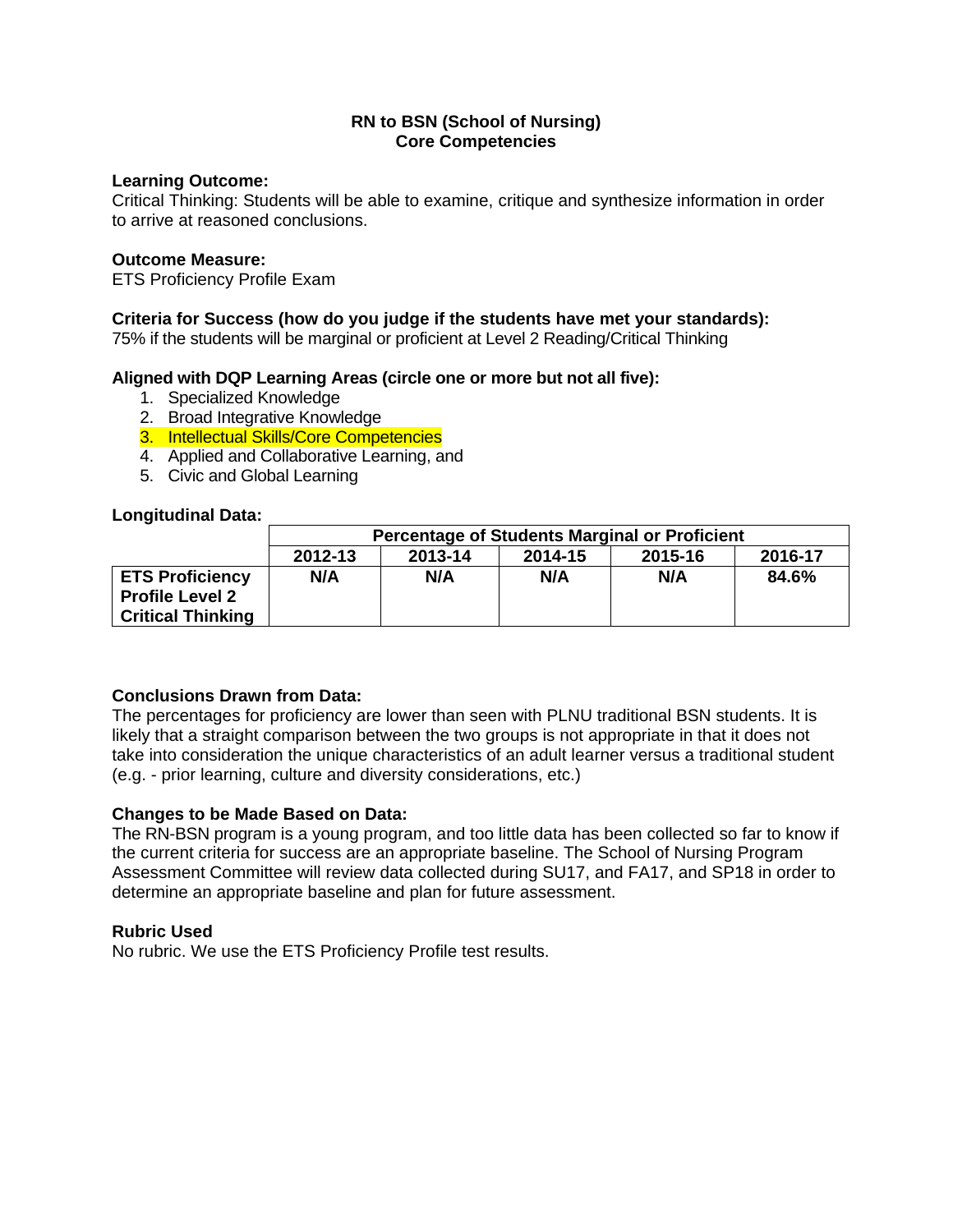**RN to BSN (School of Nursing)**
**Core Competencies**

**Learning Outcome:**
Critical Thinking: Students will be able to examine, critique and synthesize information in order to arrive at reasoned conclusions.

**Outcome Measure:**
ETS Proficiency Profile Exam

**Criteria for Success (how do you judge if the students have met your standards):**
75% if the students will be marginal or proficient at Level 2 Reading/Critical Thinking

**Aligned with DQP Learning Areas (circle one or more but not all five):**

1. Specialized Knowledge
2. Broad Integrative Knowledge
3. Intellectual Skills/Core Competencies
4. Applied and Collaborative Learning, and
5. Civic and Global Learning

**Longitudinal Data:**

| | Percentage of Students Marginal or Proficient | | | | |
|---|---|---|---|---|---|
| | **2012-13** | **2013-14** | **2014-15** | **2015-16** | **2016-17** |
| **ETS Proficiency Profile Level 2 Critical Thinking** | **N/A** | **N/A** | **N/A** | **N/A** | **84.6%** |

**Conclusions Drawn from Data:**
The percentages for proficiency are lower than seen with PLNU traditional BSN students. It is likely that a straight comparison between the two groups is not appropriate in that it does not take into consideration the unique characteristics of an adult learner versus a traditional student (e.g. - prior learning, culture and diversity considerations, etc.)

**Changes to be Made Based on Data:**
The RN-BSN program is a young program, and too little data has been collected so far to know if the current criteria for success are an appropriate baseline. The School of Nursing Program Assessment Committee will review data collected during SU17, and FA17, and SP18 in order to determine an appropriate baseline and plan for future assessment.

**Rubric Used**
No rubric. We use the ETS Proficiency Profile test results.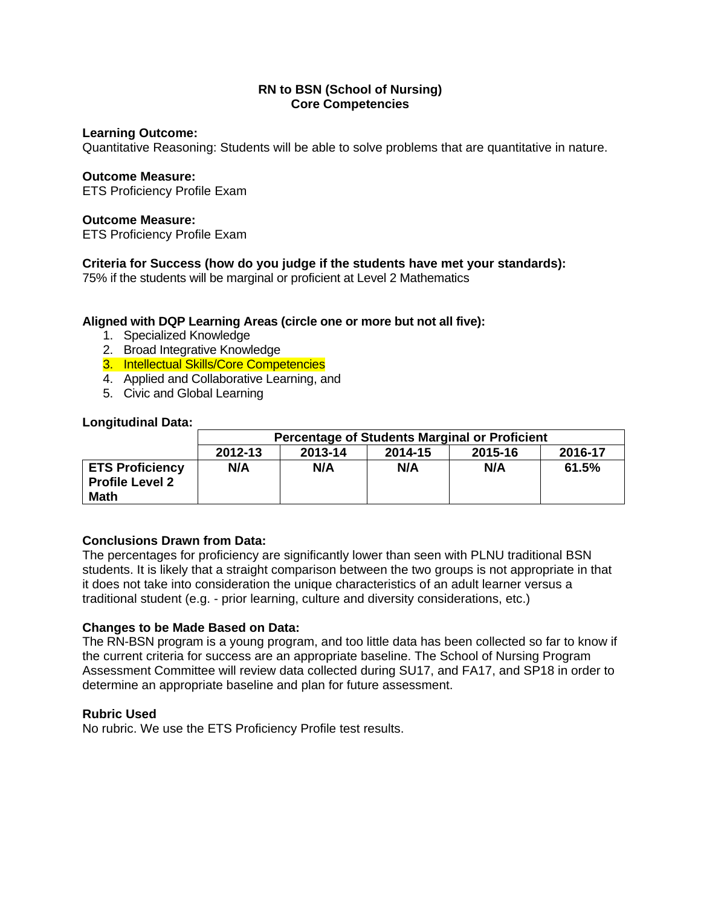**RN to BSN (School of Nursing)**
**Core Competencies**

**Learning Outcome:**
Quantitative Reasoning: Students will be able to solve problems that are quantitative in nature.

**Outcome Measure:**
ETS Proficiency Profile Exam

**Outcome Measure:**
ETS Proficiency Profile Exam

**Criteria for Success (how do you judge if the students have met your standards):**
75% if the students will be marginal or proficient at Level 2 Mathematics

**Aligned with DQP Learning Areas (circle one or more but not all five):**

1. Specialized Knowledge
2. Broad Integrative Knowledge
3. Intellectual Skills/Core Competencies
4. Applied and Collaborative Learning, and
5. Civic and Global Learning

**Longitudinal Data:**

| | Percentage of Students Marginal or Proficient | | | | |
|---|---|---|---|---|---|
| | **2012-13** | **2013-14** | **2014-15** | **2015-16** | **2016-17** |
| **ETS Proficiency Profile Level 2 Math** | **N/A** | **N/A** | **N/A** | **N/A** | **61.5%** |

**Conclusions Drawn from Data:**
The percentages for proficiency are significantly lower than seen with PLNU traditional BSN students. It is likely that a straight comparison between the two groups is not appropriate in that it does not take into consideration the unique characteristics of an adult learner versus a traditional student (e.g. - prior learning, culture and diversity considerations, etc.)

**Changes to be Made Based on Data:**
The RN-BSN program is a young program, and too little data has been collected so far to know if the current criteria for success are an appropriate baseline. The School of Nursing Program Assessment Committee will review data collected during SU17, and FA17, and SP18 in order to determine an appropriate baseline and plan for future assessment.

**Rubric Used**
No rubric. We use the ETS Proficiency Profile test results.